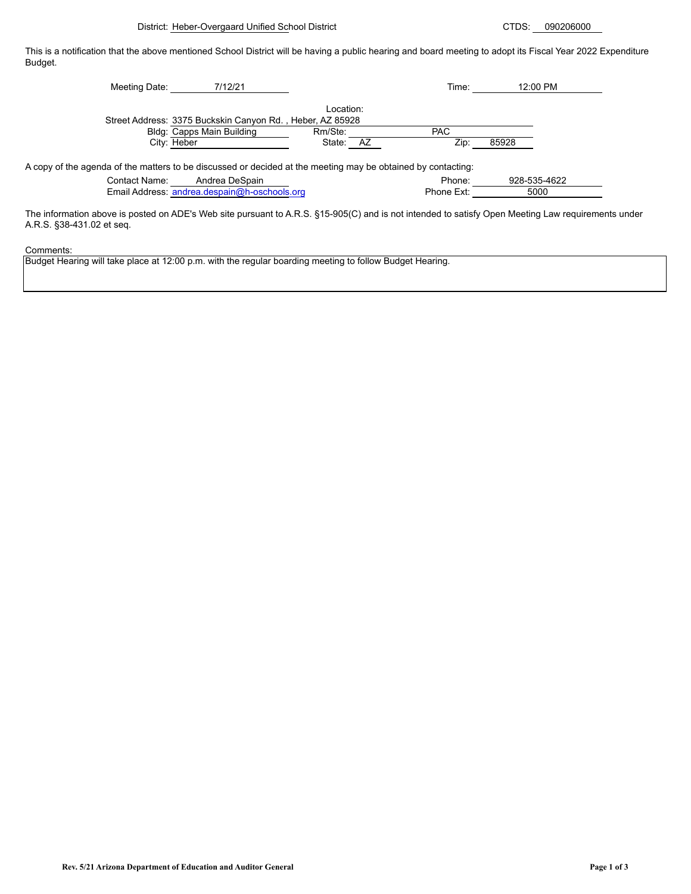District: Heber-Overgaard Unified School District

CTDS: 090206000

This is a notification that the above mentioned School District will be having a public hearing and board meeting to adopt its Fiscal Year 2022 Expenditure Budget.

Meeting Date: 7/12/21

Time: 12:00 PM

Location:

Street Address: 3375 Buckskin Canyon Rd. , Heber, AZ 85928

Bldg: Capps Main Building

Rm/Ste: PAC

City: Heber

State: AZ

Zip: 85928

A copy of the agenda of the matters to be discussed or decided at the meeting may be obtained by contacting:

Contact Name: Andrea DeSpain

Phone: 928-535-4622

Email Address: andrea.despain@h-oschools.org

Phone Ext: 5000

The information above is posted on ADE's Web site pursuant to A.R.S. §15-905(C) and is not intended to satisfy Open Meeting Law requirements under A.R.S. §38-431.02 et seq.

Comments:

Budget Hearing will take place at 12:00 p.m. with the regular boarding meeting to follow Budget Hearing.

Rev. 5/21 Arizona Department of Education and Auditor General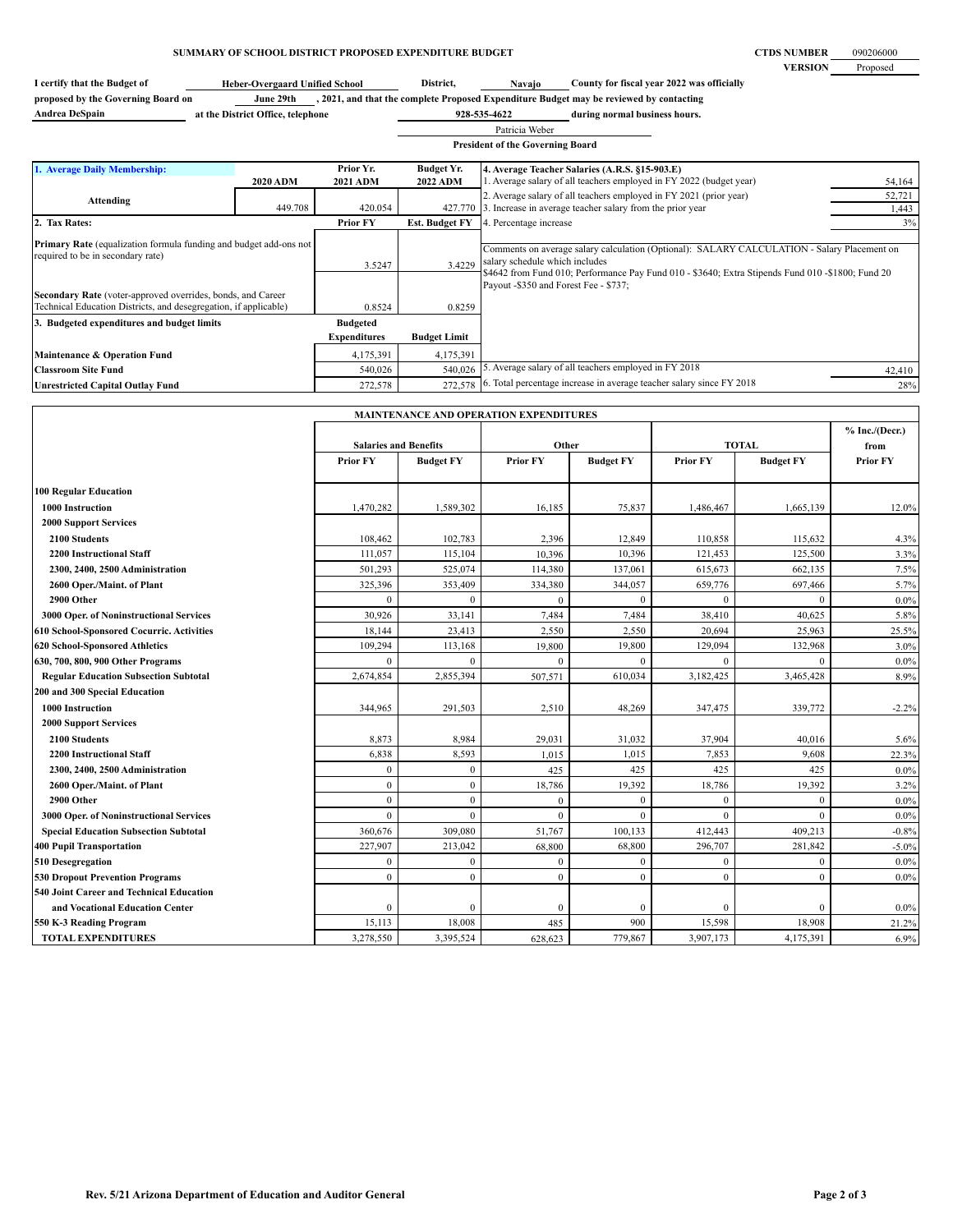**SUMMARY OF SCHOOL DISTRICT PROPOSED EXPENDITURE BUDGET**

**CTDS NUMBER** 090206000
**VERSION** Proposed

**I certify that the Budget of** Heber-Overgaard Unified School **District,** Navajo **County for fiscal year 2022 was officially proposed by the Governing Board on** June 29th **, 2021, and that the complete Proposed Expenditure Budget may be reviewed by contacting** Andrea DeSpain **at the District Office, telephone** 928-535-4622 **during normal business hours.**

Patricia Weber
**President of the Governing Board**

| 1. Average Daily Membership: | 2020 ADM | Prior Yr. 2021 ADM | Budget Yr. 2022 ADM |
|---|---|---|---|
| Attending | 449.708 | 420.054 | 427.770 |

| 2. Tax Rates: | Prior FY | Est. Budget FY |
|---|---|---|
| Primary Rate (equalization formula funding and budget add-ons not required to be in secondary rate) | 3.5247 | 3.4229 |
| Secondary Rate (voter-approved overrides, bonds, and Career Technical Education Districts, and desegregation, if applicable) | 0.8524 | 0.8259 |

| 3. Budgeted expenditures and budget limits | Budgeted Expenditures | Budget Limit |
|---|---|---|
| Maintenance & Operation Fund | 4,175,391 | 4,175,391 |
| Classroom Site Fund | 540,026 | 540,026 |
| Unrestricted Capital Outlay Fund | 272,578 | 272,578 |

| 4. Average Teacher Salaries (A.R.S. §15-903.E) | |
|---|---|
| 1. Average salary of all teachers employed in FY 2022 (budget year) | 54,164 |
| 2. Average salary of all teachers employed in FY 2021 (prior year) | 52,721 |
| 3. Increase in average teacher salary from the prior year | 1,443 |
| 4. Percentage increase | 3% |

Comments on average salary calculation (Optional): SALARY CALCULATION - Salary Placement on salary schedule which includes $4642 from Fund 010; Performance Pay Fund 010 - $3640; Extra Stipends Fund 010 -$1800; Fund 20 Payout -$350 and Forest Fee - $737;

| | |
|---|---|
| 5. Average salary of all teachers employed in FY 2018 | 42,410 |
| 6. Total percentage increase in average teacher salary since FY 2018 | 28% |

**MAINTENANCE AND OPERATION EXPENDITURES**

| | Salaries and Benefits | | Other | | TOTAL | | % Inc./(Decr.) from |
|---|---|---|---|---|---|---|---|
| | Prior FY | Budget FY | Prior FY | Budget FY | Prior FY | Budget FY | Prior FY |
| **100 Regular Education** | | | | | | | |
| **1000 Instruction** | 1,470,282 | 1,589,302 | 16,185 | 75,837 | 1,486,467 | 1,665,139 | 12.0% |
| **2000 Support Services** | | | | | | | |
| **2100 Students** | 108,462 | 102,783 | 2,396 | 12,849 | 110,858 | 115,632 | 4.3% |
| **2200 Instructional Staff** | 111,057 | 115,104 | 10,396 | 10,396 | 121,453 | 125,500 | 3.3% |
| **2300, 2400, 2500 Administration** | 501,293 | 525,074 | 114,380 | 137,061 | 615,673 | 662,135 | 7.5% |
| **2600 Oper./Maint. of Plant** | 325,396 | 353,409 | 334,380 | 344,057 | 659,776 | 697,466 | 5.7% |
| **2900 Other** | 0 | 0 | 0 | 0 | 0 | 0 | 0.0% |
| **3000 Oper. of Noninstructional Services** | 30,926 | 33,141 | 7,484 | 7,484 | 38,410 | 40,625 | 5.8% |
| **610 School-Sponsored Cocurric. Activities** | 18,144 | 23,413 | 2,550 | 2,550 | 20,694 | 25,963 | 25.5% |
| **620 School-Sponsored Athletics** | 109,294 | 113,168 | 19,800 | 19,800 | 129,094 | 132,968 | 3.0% |
| **630, 700, 800, 900 Other Programs** | 0 | 0 | 0 | 0 | 0 | 0 | 0.0% |
| **Regular Education Subsection Subtotal** | 2,674,854 | 2,855,394 | 507,571 | 610,034 | 3,182,425 | 3,465,428 | 8.9% |
| **200 and 300 Special Education** | | | | | | | |
| **1000 Instruction** | 344,965 | 291,503 | 2,510 | 48,269 | 347,475 | 339,772 | -2.2% |
| **2000 Support Services** | | | | | | | |
| **2100 Students** | 8,873 | 8,984 | 29,031 | 31,032 | 37,904 | 40,016 | 5.6% |
| **2200 Instructional Staff** | 6,838 | 8,593 | 1,015 | 1,015 | 7,853 | 9,608 | 22.3% |
| **2300, 2400, 2500 Administration** | 0 | 0 | 425 | 425 | 425 | 425 | 0.0% |
| **2600 Oper./Maint. of Plant** | 0 | 0 | 18,786 | 19,392 | 18,786 | 19,392 | 3.2% |
| **2900 Other** | 0 | 0 | 0 | 0 | 0 | 0 | 0.0% |
| **3000 Oper. of Noninstructional Services** | 0 | 0 | 0 | 0 | 0 | 0 | 0.0% |
| **Special Education Subsection Subtotal** | 360,676 | 309,080 | 51,767 | 100,133 | 412,443 | 409,213 | -0.8% |
| **400 Pupil Transportation** | 227,907 | 213,042 | 68,800 | 68,800 | 296,707 | 281,842 | -5.0% |
| **510 Desegregation** | 0 | 0 | 0 | 0 | 0 | 0 | 0.0% |
| **530 Dropout Prevention Programs** | 0 | 0 | 0 | 0 | 0 | 0 | 0.0% |
| **540 Joint Career and Technical Education and Vocational Education Center** | 0 | 0 | 0 | 0 | 0 | 0 | 0.0% |
| **550 K-3 Reading Program** | 15,113 | 18,008 | 485 | 900 | 15,598 | 18,908 | 21.2% |
| **TOTAL EXPENDITURES** | 3,278,550 | 3,395,524 | 628,623 | 779,867 | 3,907,173 | 4,175,391 | 6.9% |

Rev. 5/21 Arizona Department of Education and Auditor General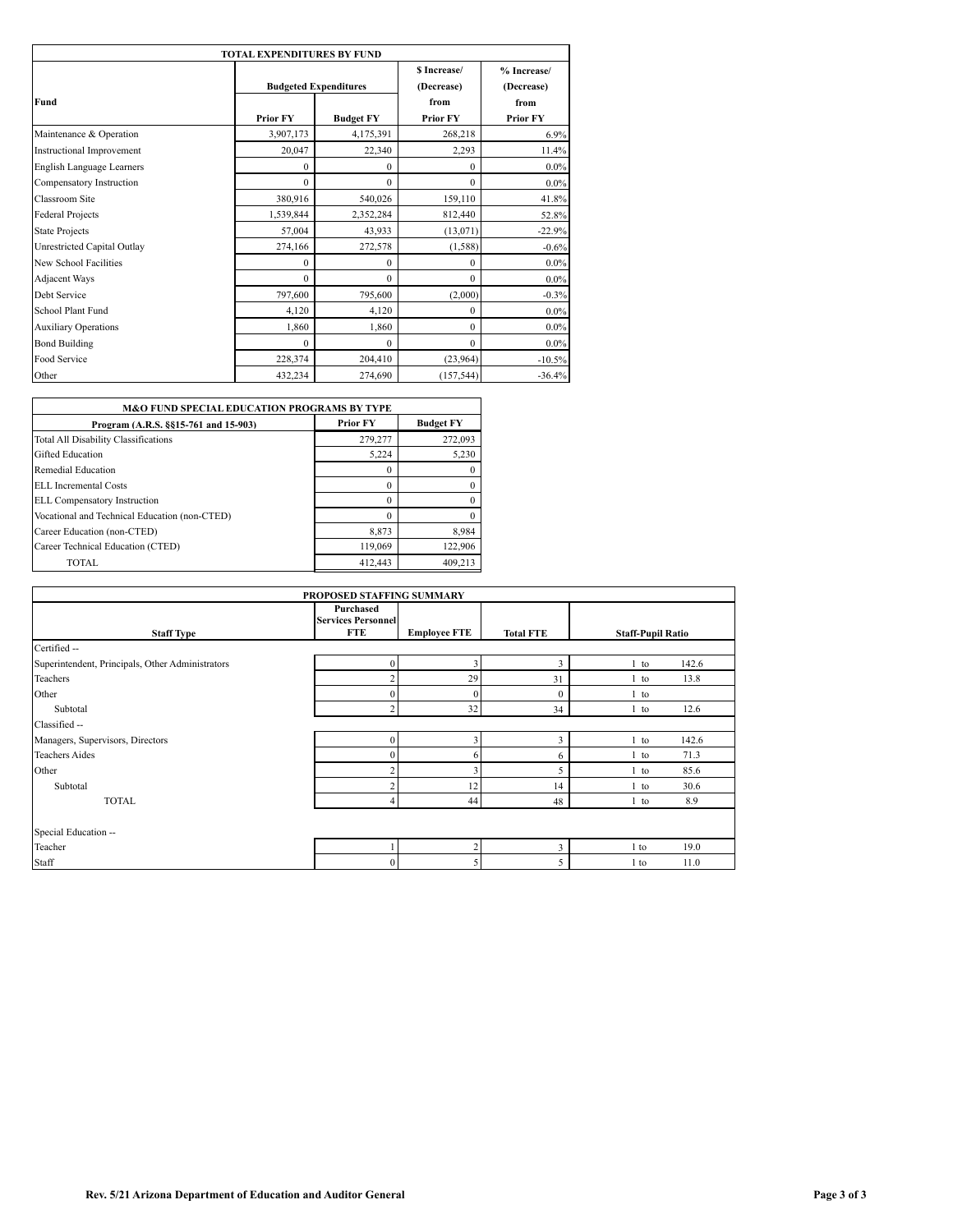| TOTAL EXPENDITURES BY FUND | | | | |
|---|---|---|---|---|
| Fund | Budgeted Expenditures | | \$ Increase/ (Decrease) from | % Increase/ (Decrease) from |
| | Prior FY | Budget FY | Prior FY | Prior FY |
| Maintenance & Operation | 3,907,173 | 4,175,391 | 268,218 | 6.9% |
| Instructional Improvement | 20,047 | 22,340 | 2,293 | 11.4% |
| English Language Learners | 0 | 0 | 0 | 0.0% |
| Compensatory Instruction | 0 | 0 | 0 | 0.0% |
| Classroom Site | 380,916 | 540,026 | 159,110 | 41.8% |
| Federal Projects | 1,539,844 | 2,352,284 | 812,440 | 52.8% |
| State Projects | 57,004 | 43,933 | (13,071) | -22.9% |
| Unrestricted Capital Outlay | 274,166 | 272,578 | (1,588) | -0.6% |
| New School Facilities | 0 | 0 | 0 | 0.0% |
| Adjacent Ways | 0 | 0 | 0 | 0.0% |
| Debt Service | 797,600 | 795,600 | (2,000) | -0.3% |
| School Plant Fund | 4,120 | 4,120 | 0 | 0.0% |
| Auxiliary Operations | 1,860 | 1,860 | 0 | 0.0% |
| Bond Building | 0 | 0 | 0 | 0.0% |
| Food Service | 228,374 | 204,410 | (23,964) | -10.5% |
| Other | 432,234 | 274,690 | (157,544) | -36.4% |

| M&O FUND SPECIAL EDUCATION PROGRAMS BY TYPE | | |
|---|---|---|
| Program (A.R.S. §§15-761 and 15-903) | Prior FY | Budget FY |
| Total All Disability Classifications | 279,277 | 272,093 |
| Gifted Education | 5,224 | 5,230 |
| Remedial Education | 0 | 0 |
| ELL Incremental Costs | 0 | 0 |
| ELL Compensatory Instruction | 0 | 0 |
| Vocational and Technical Education (non-CTED) | 0 | 0 |
| Career Education (non-CTED) | 8,873 | 8,984 |
| Career Technical Education (CTED) | 119,069 | 122,906 |
| TOTAL | 412,443 | 409,213 |

| PROPOSED STAFFING SUMMARY | | | | | |
|---|---|---|---|---|---|
| Staff Type | Purchased Services Personnel FTE | Employee FTE | Total FTE | Staff-Pupil Ratio | |
| Certified -- | | | | | |
| Superintendent, Principals, Other Administrators | 0 | 3 | 3 | 1 to | 142.6 |
| Teachers | 2 | 29 | 31 | 1 to | 13.8 |
| Other | 0 | 0 | 0 | 1 to | |
| Subtotal | 2 | 32 | 34 | 1 to | 12.6 |
| Classified -- | | | | | |
| Managers, Supervisors, Directors | 0 | 3 | 3 | 1 to | 142.6 |
| Teachers Aides | 0 | 6 | 6 | 1 to | 71.3 |
| Other | 2 | 3 | 5 | 1 to | 85.6 |
| Subtotal | 2 | 12 | 14 | 1 to | 30.6 |
| TOTAL | 4 | 44 | 48 | 1 to | 8.9 |
| Special Education -- | | | | | |
| Teacher | 1 | 2 | 3 | 1 to | 19.0 |
| Staff | 0 | 5 | 5 | 1 to | 11.0 |

Rev. 5/21 Arizona Department of Education and Auditor General